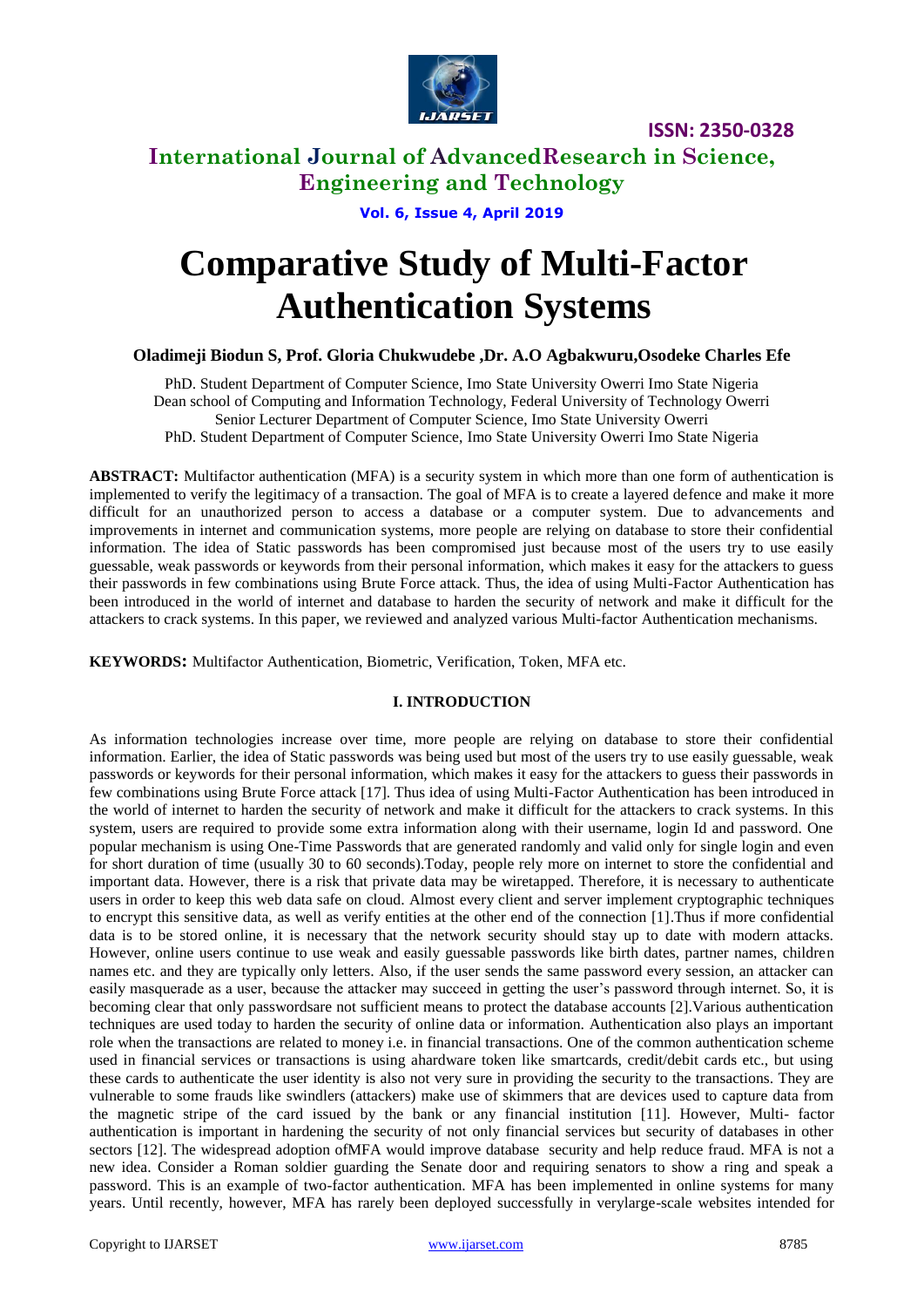# Comparative Study of Multi-Factor Authentication Systems

**Oladimeji Biodun S, Prof. Gloria Chukwudebe ,Dr. A.O Agbakwuru,Osodeke Charles Efe**

PhD. Student Department of Computer Science, Imo State University Owerri Imo State Nigeria
Dean school of Computing and Information Technology, Federal University of Technology Owerri
Senior Lecturer Department of Computer Science, Imo State University Owerri
PhD. Student Department of Computer Science, Imo State University Owerri Imo State Nigeria

**ABSTRACT:** Multifactor authentication (MFA) is a security system in which more than one form of authentication is implemented to verify the legitimacy of a transaction. The goal of MFA is to create a layered defence and make it more difficult for an unauthorized person to access a database or a computer system. Due to advancements and improvements in internet and communication systems, more people are relying on database to store their confidential information. The idea of Static passwords has been compromised just because most of the users try to use easily guessable, weak passwords or keywords from their personal information, which makes it easy for the attackers to guess their passwords in few combinations using Brute Force attack. Thus, the idea of using Multi-Factor Authentication has been introduced in the world of internet and database to harden the security of network and make it difficult for the attackers to crack systems. In this paper, we reviewed and analyzed various Multi-factor Authentication mechanisms.

**KEYWORDS:** Multifactor Authentication, Biometric, Verification, Token, MFA etc.

## I. INTRODUCTION

As information technologies increase over time, more people are relying on database to store their confidential information. Earlier, the idea of Static passwords was being used but most of the users try to use easily guessable, weak passwords or keywords for their personal information, which makes it easy for the attackers to guess their passwords in few combinations using Brute Force attack [17]. Thus idea of using Multi-Factor Authentication has been introduced in the world of internet to harden the security of network and make it difficult for the attackers to crack systems. In this system, users are required to provide some extra information along with their username, login Id and password. One popular mechanism is using One-Time Passwords that are generated randomly and valid only for single login and even for short duration of time (usually 30 to 60 seconds).Today, people rely more on internet to store the confidential and important data. However, there is a risk that private data may be wiretapped. Therefore, it is necessary to authenticate users in order to keep this web data safe on cloud. Almost every client and server implement cryptographic techniques to encrypt this sensitive data, as well as verify entities at the other end of the connection [1].Thus if more confidential data is to be stored online, it is necessary that the network security should stay up to date with modern attacks. However, online users continue to use weak and easily guessable passwords like birth dates, partner names, children names etc. and they are typically only letters. Also, if the user sends the same password every session, an attacker can easily masquerade as a user, because the attacker may succeed in getting the user's password through internet. So, it is becoming clear that only passwordsare not sufficient means to protect the database accounts [2].Various authentication techniques are used today to harden the security of online data or information. Authentication also plays an important role when the transactions are related to money i.e. in financial transactions. One of the common authentication scheme used in financial services or transactions is using ahardware token like smartcards, credit/debit cards etc., but using these cards to authenticate the user identity is also not very sure in providing the security to the transactions. They are vulnerable to some frauds like swindlers (attackers) make use of skimmers that are devices used to capture data from the magnetic stripe of the card issued by the bank or any financial institution [11]. However, Multi- factor authentication is important in hardening the security of not only financial services but security of databases in other sectors [12]. The widespread adoption ofMFA would improve database security and help reduce fraud. MFA is not a new idea. Consider a Roman soldier guarding the Senate door and requiring senators to show a ring and speak a password. This is an example of two-factor authentication. MFA has been implemented in online systems for many years. Until recently, however, MFA has rarely been deployed successfully in verylarge-scale websites intended for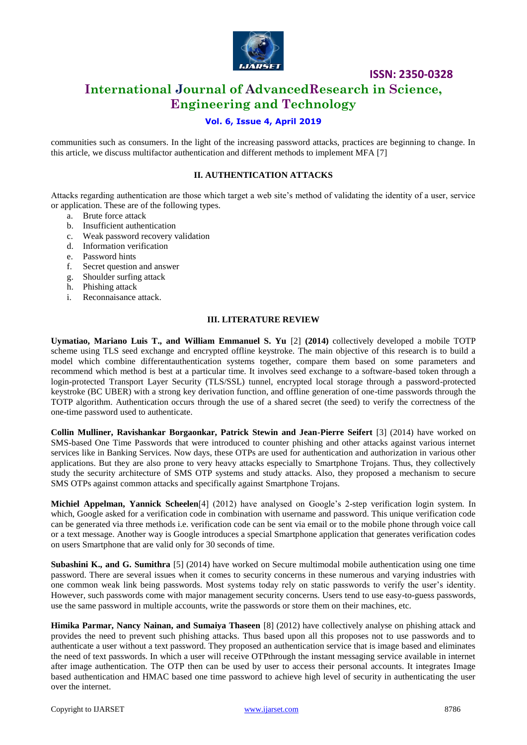communities such as consumers. In the light of the increasing password attacks, practices are beginning to change. In this article, we discuss multifactor authentication and different methods to implement MFA [7]

## II. AUTHENTICATION ATTACKS

Attacks regarding authentication are those which target a web site's method of validating the identity of a user, service or application. These are of the following types.

a. Brute force attack
b. Insufficient authentication
c. Weak password recovery validation
d. Information verification
e. Password hints
f. Secret question and answer
g. Shoulder surfing attack
h. Phishing attack
i. Reconnaisance attack.

## III. LITERATURE REVIEW

**Uymatiao, Mariano Luis T., and William Emmanuel S. Yu** [2] **(2014)** collectively developed a mobile TOTP scheme using TLS seed exchange and encrypted offline keystroke. The main objective of this research is to build a model which combine differentauthentication systems together, compare them based on some parameters and recommend which method is best at a particular time. It involves seed exchange to a software-based token through a login-protected Transport Layer Security (TLS/SSL) tunnel, encrypted local storage through a password-protected keystroke (BC UBER) with a strong key derivation function, and offline generation of one-time passwords through the TOTP algorithm. Authentication occurs through the use of a shared secret (the seed) to verify the correctness of the one-time password used to authenticate.

**Collin Mulliner, Ravishankar Borgaonkar, Patrick Stewin and Jean-Pierre Seifert** [3] (2014) have worked on SMS-based One Time Passwords that were introduced to counter phishing and other attacks against various internet services like in Banking Services. Now days, these OTPs are used for authentication and authorization in various other applications. But they are also prone to very heavy attacks especially to Smartphone Trojans. Thus, they collectively study the security architecture of SMS OTP systems and study attacks. Also, they proposed a mechanism to secure SMS OTPs against common attacks and specifically against Smartphone Trojans.

**Michiel Appelman, Yannick Scheelen**[4] (2012) have analysed on Google's 2-step verification login system. In which, Google asked for a verification code in combination with username and password. This unique verification code can be generated via three methods i.e. verification code can be sent via email or to the mobile phone through voice call or a text message. Another way is Google introduces a special Smartphone application that generates verification codes on users Smartphone that are valid only for 30 seconds of time.

**Subashini K., and G. Sumithra** [5] (2014) have worked on Secure multimodal mobile authentication using one time password. There are several issues when it comes to security concerns in these numerous and varying industries with one common weak link being passwords. Most systems today rely on static passwords to verify the user's identity. However, such passwords come with major management security concerns. Users tend to use easy-to-guess passwords, use the same password in multiple accounts, write the passwords or store them on their machines, etc.

**Himika Parmar, Nancy Nainan, and Sumaiya Thaseen** [8] (2012) have collectively analyse on phishing attack and provides the need to prevent such phishing attacks. Thus based upon all this proposes not to use passwords and to authenticate a user without a text password. They proposed an authentication service that is image based and eliminates the need of text passwords. In which a user will receive OTPthrough the instant messaging service available in internet after image authentication. The OTP then can be used by user to access their personal accounts. It integrates Image based authentication and HMAC based one time password to achieve high level of security in authenticating the user over the internet.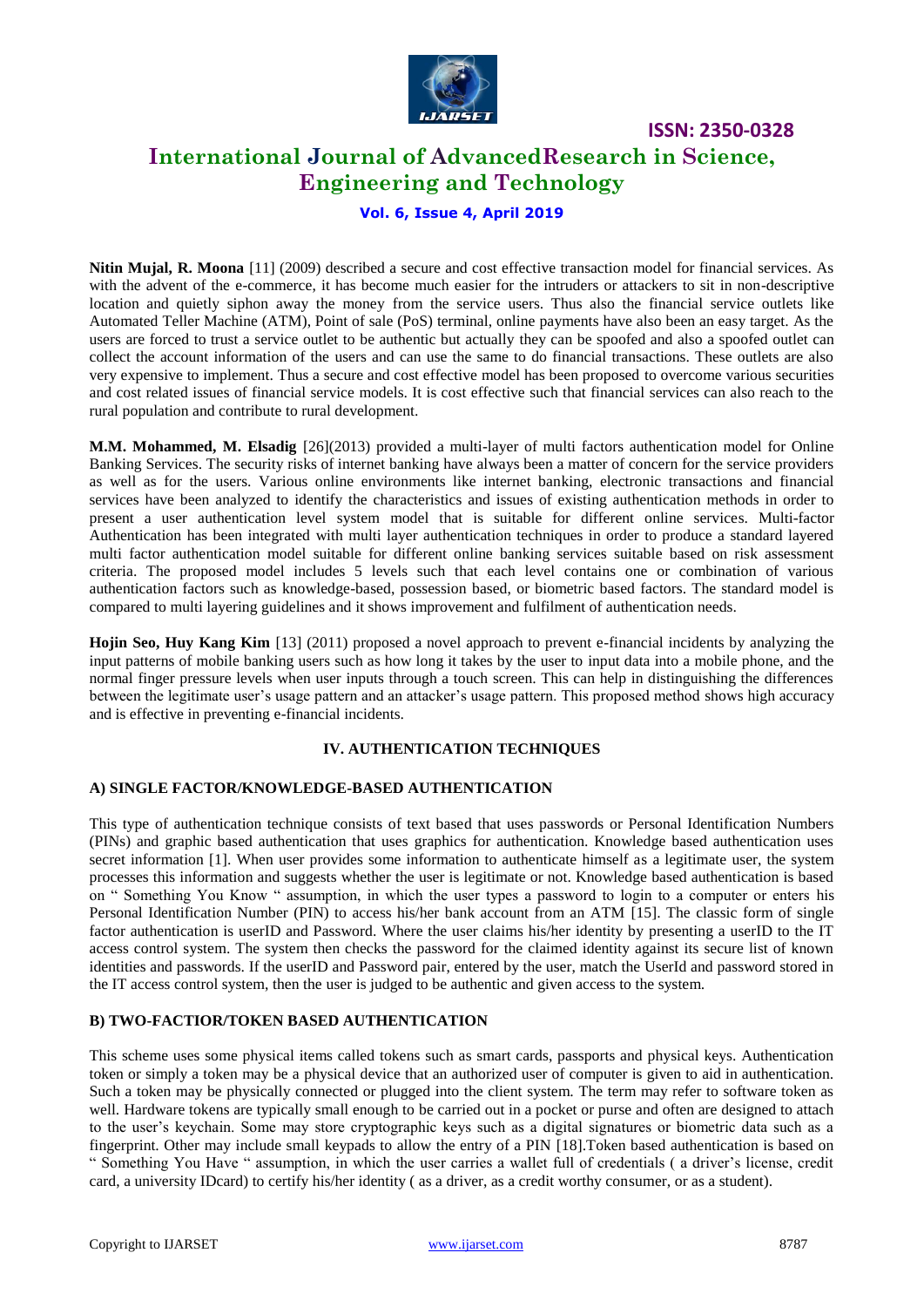**Nitin Mujal, R. Moona** [11] (2009) described a secure and cost effective transaction model for financial services. As with the advent of the e-commerce, it has become much easier for the intruders or attackers to sit in non-descriptive location and quietly siphon away the money from the service users. Thus also the financial service outlets like Automated Teller Machine (ATM), Point of sale (PoS) terminal, online payments have also been an easy target. As the users are forced to trust a service outlet to be authentic but actually they can be spoofed and also a spoofed outlet can collect the account information of the users and can use the same to do financial transactions. These outlets are also very expensive to implement. Thus a secure and cost effective model has been proposed to overcome various securities and cost related issues of financial service models. It is cost effective such that financial services can also reach to the rural population and contribute to rural development.

**M.M. Mohammed, M. Elsadig** [26](2013) provided a multi-layer of multi factors authentication model for Online Banking Services. The security risks of internet banking have always been a matter of concern for the service providers as well as for the users. Various online environments like internet banking, electronic transactions and financial services have been analyzed to identify the characteristics and issues of existing authentication methods in order to present a user authentication level system model that is suitable for different online services. Multi-factor Authentication has been integrated with multi layer authentication techniques in order to produce a standard layered multi factor authentication model suitable for different online banking services suitable based on risk assessment criteria. The proposed model includes 5 levels such that each level contains one or combination of various authentication factors such as knowledge-based, possession based, or biometric based factors. The standard model is compared to multi layering guidelines and it shows improvement and fulfilment of authentication needs.

**Hojin Seo, Huy Kang Kim** [13] (2011) proposed a novel approach to prevent e-financial incidents by analyzing the input patterns of mobile banking users such as how long it takes by the user to input data into a mobile phone, and the normal finger pressure levels when user inputs through a touch screen. This can help in distinguishing the differences between the legitimate user's usage pattern and an attacker's usage pattern. This proposed method shows high accuracy and is effective in preventing e-financial incidents.

## IV. AUTHENTICATION TECHNIQUES

### A) SINGLE FACTOR/KNOWLEDGE-BASED AUTHENTICATION

This type of authentication technique consists of text based that uses passwords or Personal Identification Numbers (PINs) and graphic based authentication that uses graphics for authentication. Knowledge based authentication uses secret information [1]. When user provides some information to authenticate himself as a legitimate user, the system processes this information and suggests whether the user is legitimate or not. Knowledge based authentication is based on " Something You Know " assumption, in which the user types a password to login to a computer or enters his Personal Identification Number (PIN) to access his/her bank account from an ATM [15]. The classic form of single factor authentication is userID and Password. Where the user claims his/her identity by presenting a userID to the IT access control system. The system then checks the password for the claimed identity against its secure list of known identities and passwords. If the userID and Password pair, entered by the user, match the UserId and password stored in the IT access control system, then the user is judged to be authentic and given access to the system.

### B) TWO-FACTIOR/TOKEN BASED AUTHENTICATION

This scheme uses some physical items called tokens such as smart cards, passports and physical keys. Authentication token or simply a token may be a physical device that an authorized user of computer is given to aid in authentication. Such a token may be physically connected or plugged into the client system. The term may refer to software token as well. Hardware tokens are typically small enough to be carried out in a pocket or purse and often are designed to attach to the user's keychain. Some may store cryptographic keys such as a digital signatures or biometric data such as a fingerprint. Other may include small keypads to allow the entry of a PIN [18].Token based authentication is based on " Something You Have " assumption, in which the user carries a wallet full of credentials ( a driver's license, credit card, a university IDcard) to certify his/her identity ( as a driver, as a credit worthy consumer, or as a student).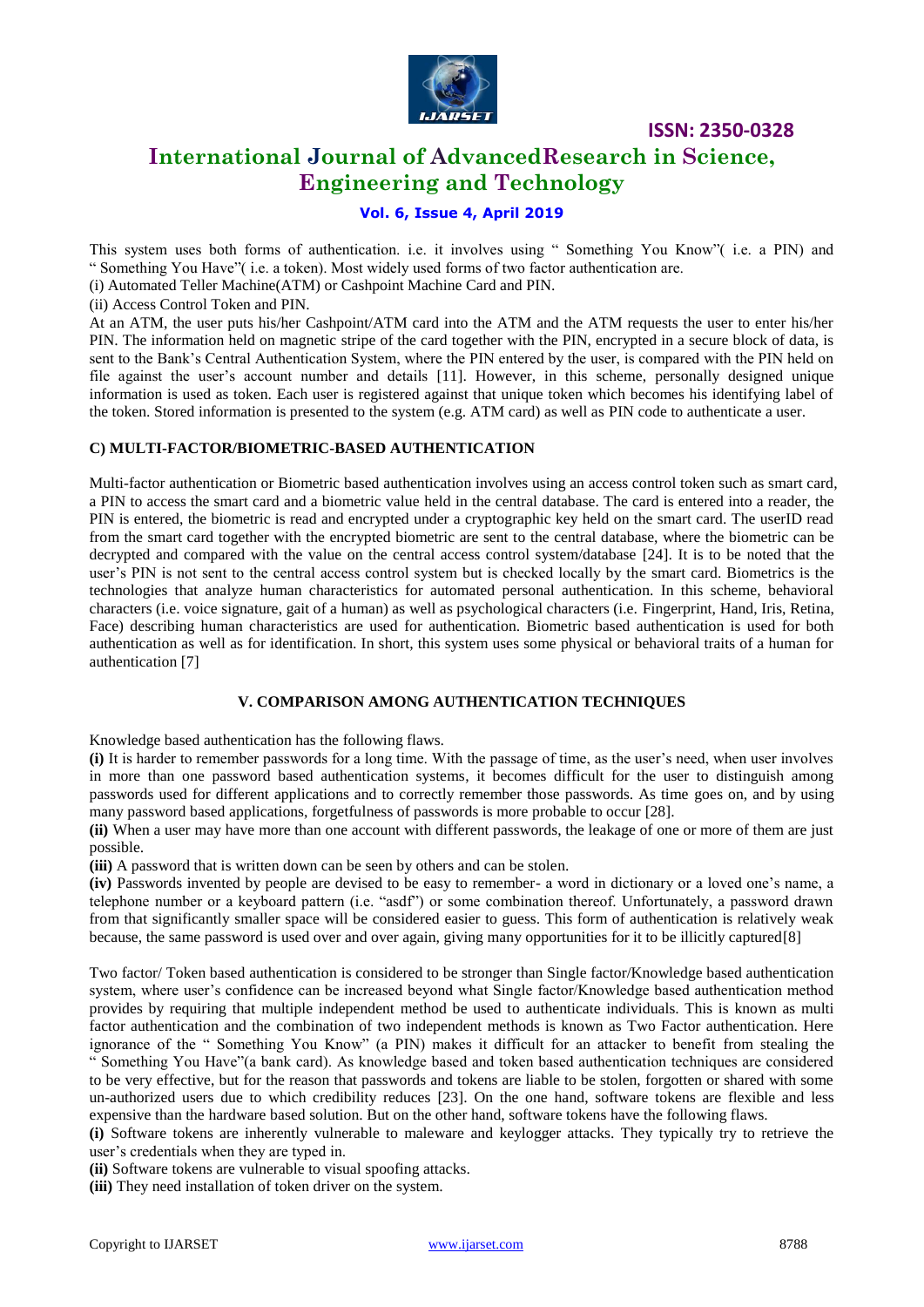This system uses both forms of authentication. i.e. it involves using " Something You Know"( i.e. a PIN) and " Something You Have"( i.e. a token). Most widely used forms of two factor authentication are.

(i) Automated Teller Machine(ATM) or Cashpoint Machine Card and PIN.

(ii) Access Control Token and PIN.

At an ATM, the user puts his/her Cashpoint/ATM card into the ATM and the ATM requests the user to enter his/her PIN. The information held on magnetic stripe of the card together with the PIN, encrypted in a secure block of data, is sent to the Bank's Central Authentication System, where the PIN entered by the user, is compared with the PIN held on file against the user's account number and details [11]. However, in this scheme, personally designed unique information is used as token. Each user is registered against that unique token which becomes his identifying label of the token. Stored information is presented to the system (e.g. ATM card) as well as PIN code to authenticate a user.

### C) MULTI-FACTOR/BIOMETRIC-BASED AUTHENTICATION

Multi-factor authentication or Biometric based authentication involves using an access control token such as smart card, a PIN to access the smart card and a biometric value held in the central database. The card is entered into a reader, the PIN is entered, the biometric is read and encrypted under a cryptographic key held on the smart card. The userID read from the smart card together with the encrypted biometric are sent to the central database, where the biometric can be decrypted and compared with the value on the central access control system/database [24]. It is to be noted that the user's PIN is not sent to the central access control system but is checked locally by the smart card. Biometrics is the technologies that analyze human characteristics for automated personal authentication. In this scheme, behavioral characters (i.e. voice signature, gait of a human) as well as psychological characters (i.e. Fingerprint, Hand, Iris, Retina, Face) describing human characteristics are used for authentication. Biometric based authentication is used for both authentication as well as for identification. In short, this system uses some physical or behavioral traits of a human for authentication [7]

## V. COMPARISON AMONG AUTHENTICATION TECHNIQUES

Knowledge based authentication has the following flaws.

**(i)** It is harder to remember passwords for a long time. With the passage of time, as the user's need, when user involves in more than one password based authentication systems, it becomes difficult for the user to distinguish among passwords used for different applications and to correctly remember those passwords. As time goes on, and by using many password based applications, forgetfulness of passwords is more probable to occur [28].

**(ii)** When a user may have more than one account with different passwords, the leakage of one or more of them are just possible.

**(iii)** A password that is written down can be seen by others and can be stolen.

**(iv)** Passwords invented by people are devised to be easy to remember- a word in dictionary or a loved one's name, a telephone number or a keyboard pattern (i.e. "asdf") or some combination thereof. Unfortunately, a password drawn from that significantly smaller space will be considered easier to guess. This form of authentication is relatively weak because, the same password is used over and over again, giving many opportunities for it to be illicitly captured[8]

Two factor/ Token based authentication is considered to be stronger than Single factor/Knowledge based authentication system, where user's confidence can be increased beyond what Single factor/Knowledge based authentication method provides by requiring that multiple independent method be used to authenticate individuals. This is known as multi factor authentication and the combination of two independent methods is known as Two Factor authentication. Here ignorance of the " Something You Know" (a PIN) makes it difficult for an attacker to benefit from stealing the " Something You Have"(a bank card). As knowledge based and token based authentication techniques are considered to be very effective, but for the reason that passwords and tokens are liable to be stolen, forgotten or shared with some un-authorized users due to which credibility reduces [23]. On the one hand, software tokens are flexible and less expensive than the hardware based solution. But on the other hand, software tokens have the following flaws.

**(i)** Software tokens are inherently vulnerable to maleware and keylogger attacks. They typically try to retrieve the user's credentials when they are typed in.

**(ii)** Software tokens are vulnerable to visual spoofing attacks.

**(iii)** They need installation of token driver on the system.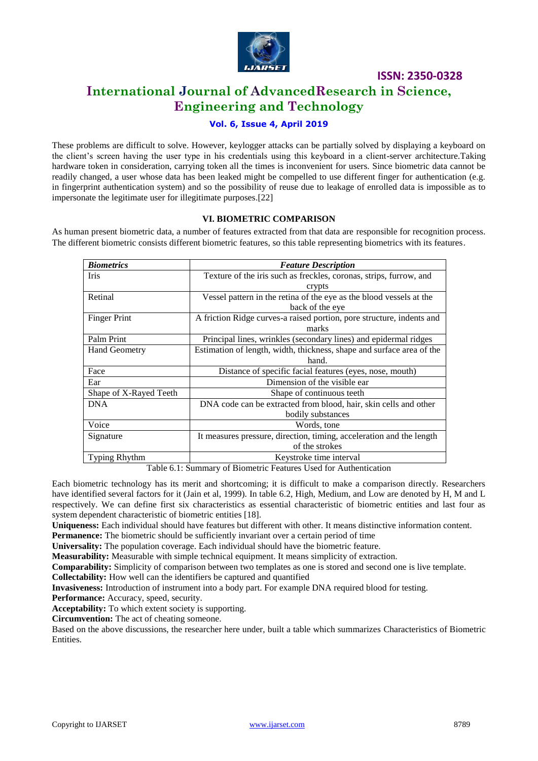These problems are difficult to solve. However, keylogger attacks can be partially solved by displaying a keyboard on the client's screen having the user type in his credentials using this keyboard in a client-server architecture.Taking hardware token in consideration, carrying token all the times is inconvenient for users. Since biometric data cannot be readily changed, a user whose data has been leaked might be compelled to use different finger for authentication (e.g. in fingerprint authentication system) and so the possibility of reuse due to leakage of enrolled data is impossible as to impersonate the legitimate user for illegitimate purposes.[22]

## VI. BIOMETRIC COMPARISON

As human present biometric data, a number of features extracted from that data are responsible for recognition process. The different biometric consists different biometric features, so this table representing biometrics with its features.

| *Biometrics* | *Feature Description* |
|---|---|
| Iris | Texture of the iris such as freckles, coronas, strips, furrow, and crypts |
| Retinal | Vessel pattern in the retina of the eye as the blood vessels at the back of the eye |
| Finger Print | A friction Ridge curves-a raised portion, pore structure, indents and marks |
| Palm Print | Principal lines, wrinkles (secondary lines) and epidermal ridges |
| Hand Geometry | Estimation of length, width, thickness, shape and surface area of the hand. |
| Face | Distance of specific facial features (eyes, nose, mouth) |
| Ear | Dimension of the visible ear |
| Shape of X-Rayed Teeth | Shape of continuous teeth |
| DNA | DNA code can be extracted from blood, hair, skin cells and other bodily substances |
| Voice | Words, tone |
| Signature | It measures pressure, direction, timing, acceleration and the length of the strokes |
| Typing Rhythm | Keystroke time interval |

Table 6.1: Summary of Biometric Features Used for Authentication

Each biometric technology has its merit and shortcoming; it is difficult to make a comparison directly. Researchers have identified several factors for it (Jain et al, 1999). In table 6.2, High, Medium, and Low are denoted by H, M and L respectively. We can define first six characteristics as essential characteristic of biometric entities and last four as system dependent characteristic of biometric entities [18].

**Uniqueness:** Each individual should have features but different with other. It means distinctive information content.

**Permanence:** The biometric should be sufficiently invariant over a certain period of time

**Universality:** The population coverage. Each individual should have the biometric feature.

**Measurability:** Measurable with simple technical equipment. It means simplicity of extraction.

**Comparability:** Simplicity of comparison between two templates as one is stored and second one is live template.

**Collectability:** How well can the identifiers be captured and quantified

**Invasiveness:** Introduction of instrument into a body part. For example DNA required blood for testing.

**Performance:** Accuracy, speed, security.

**Acceptability:** To which extent society is supporting.

**Circumvention:** The act of cheating someone.

Based on the above discussions, the researcher here under, built a table which summarizes Characteristics of Biometric Entities.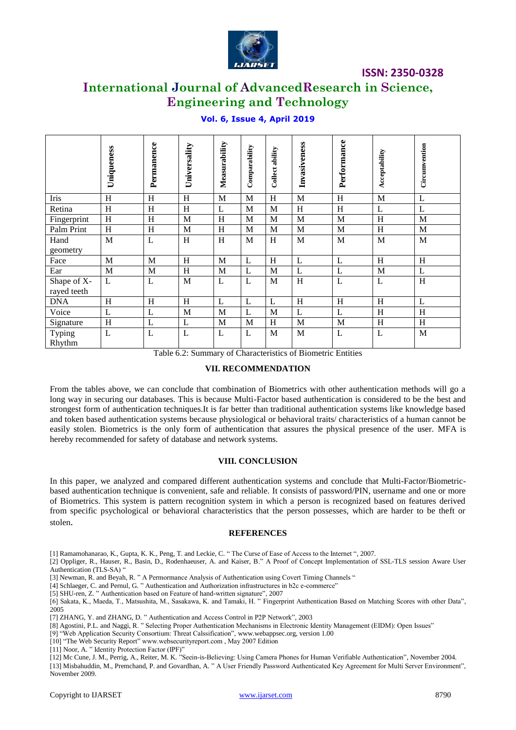| | Uniqueness | Permanence | Universality | Measurability | Comparability | Collect ability | Invasiveness | Performance | Acceptability | Circumvention |
|---|---|---|---|---|---|---|---|---|---|---|
| Iris | H | H | H | M | M | H | M | H | M | L |
| Retina | H | H | H | L | M | M | H | H | L | L |
| Fingerprint | H | H | M | H | M | M | M | M | H | M |
| Palm Print | H | H | M | H | M | M | M | M | H | M |
| Hand geometry | M | L | H | H | M | H | M | M | M | M |
| Face | M | M | H | M | L | H | L | L | H | H |
| Ear | M | M | H | M | L | M | L | L | M | L |
| Shape of X-rayed teeth | L | L | M | L | L | M | H | L | L | H |
| DNA | H | H | H | L | L | L | H | H | H | L |
| Voice | L | L | M | M | L | M | L | L | H | H |
| Signature | H | L | L | M | M | H | M | M | H | H |
| Typing Rhythm | L | L | L | L | L | M | M | L | L | M |

Table 6.2: Summary of Characteristics of Biometric Entities

## VII. RECOMMENDATION

From the tables above, we can conclude that combination of Biometrics with other authentication methods will go a long way in securing our databases. This is because Multi-Factor based authentication is considered to be the best and strongest form of authentication techniques.It is far better than traditional authentication systems like knowledge based and token based authentication systems because physiological or behavioral traits/ characteristics of a human cannot be easily stolen. Biometrics is the only form of authentication that assures the physical presence of the user. MFA is hereby recommended for safety of database and network systems.

## VIII. CONCLUSION

In this paper, we analyzed and compared different authentication systems and conclude that Multi-Factor/Biometric-based authentication technique is convenient, safe and reliable. It consists of password/PIN, username and one or more of Biometrics. This system is pattern recognition system in which a person is recognized based on features derived from specific psychological or behavioral characteristics that the person possesses, which are harder to be theft or stolen.

## REFERENCES

[1] Ramamohanarao, K., Gupta, K. K., Peng, T. and Leckie, C. " The Curse of Ease of Access to the Internet ", 2007.

[2] Oppliger, R., Hauser, R., Basin, D., Rodenhaeuser, A. and Kaiser, B." A Proof of Concept Implementation of SSL-TLS session Aware User Authentication (TLS-SA) "

[3] Newman, R. and Beyah, R. " A Permormance Analysis of Authentication using Covert Timing Channels "

[4] Schlaeger, C. and Pernul, G. " Authentication and Authorization infrastructures in b2c e-commerce"

[5] SHU-ren, Z. " Authentication based on Feature of hand-written signature", 2007

[6] Sakata, K., Maeda, T., Matsushita, M., Sasakawa, K. and Tamaki, H. " Fingerprint Authentication Based on Matching Scores with other Data", 2005

[7] ZHANG, Y. and ZHANG, D. " Authentication and Access Control in P2P Network", 2003

[8] Agostini, P.L. and Naggi, R. " Selecting Proper Authentication Mechanisms in Electronic Identity Management (EIDM): Open Issues"

[9] "Web Application Security Consortium: Threat Calssification", www.webappsec.org, version 1.00

[10] "The Web Security Report" www.websecurityreport.com , May 2007 Edition

[11] Noor, A. " Identity Protection Factor (IPF)"

[12] Mc Cune, J. M., Perrig, A., Reiter, M. K. "Seein-is-Believing: Using Camera Phones for Human Verifiable Authentication", November 2004.

[13] Misbahuddin, M., Premchand, P. and Govardhan, A. " A User Friendly Password Authenticated Key Agreement for Multi Server Environment", November 2009.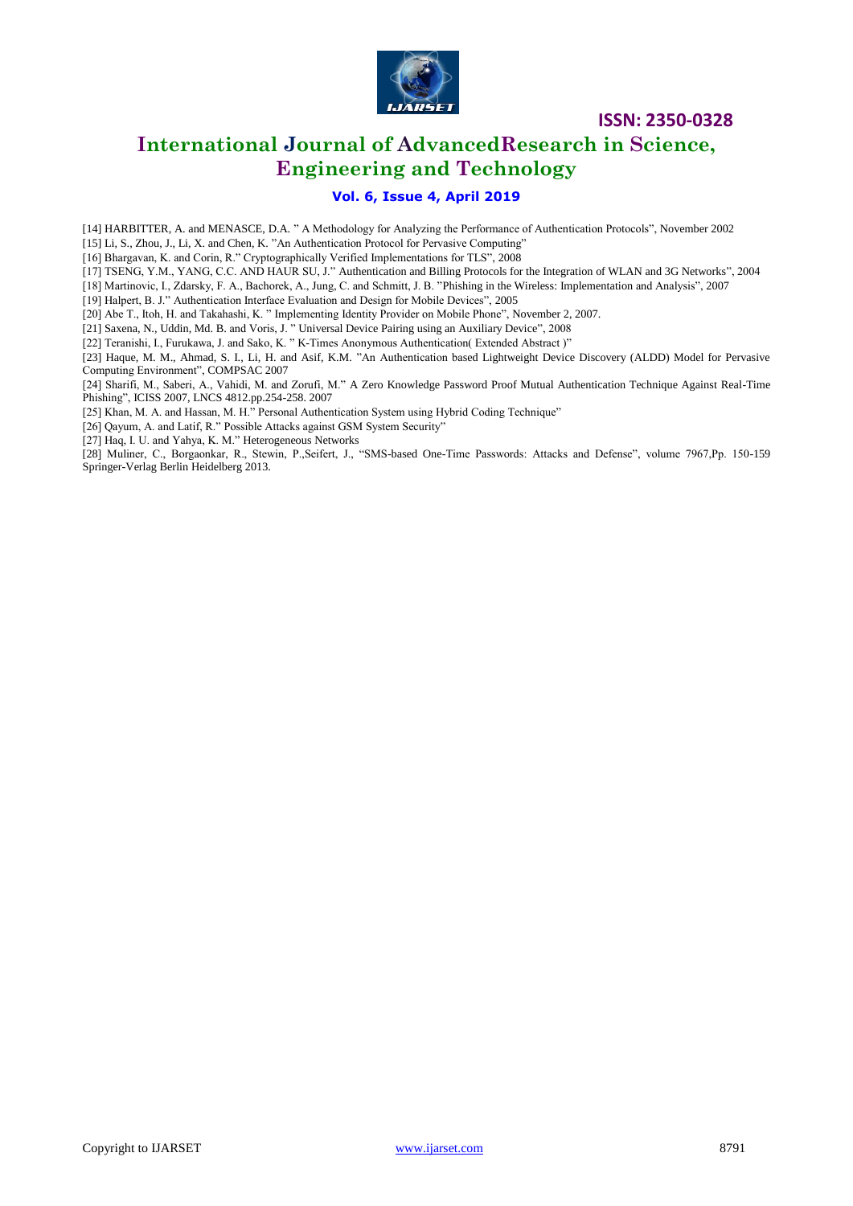[14] HARBITTER, A. and MENASCE, D.A. " A Methodology for Analyzing the Performance of Authentication Protocols", November 2002

[15] Li, S., Zhou, J., Li, X. and Chen, K. "An Authentication Protocol for Pervasive Computing"

[16] Bhargavan, K. and Corin, R." Cryptographically Verified Implementations for TLS", 2008

[17] TSENG, Y.M., YANG, C.C. AND HAUR SU, J." Authentication and Billing Protocols for the Integration of WLAN and 3G Networks", 2004

[18] Martinovic, I., Zdarsky, F. A., Bachorek, A., Jung, C. and Schmitt, J. B. "Phishing in the Wireless: Implementation and Analysis", 2007

[19] Halpert, B. J." Authentication Interface Evaluation and Design for Mobile Devices", 2005

[20] Abe T., Itoh, H. and Takahashi, K. " Implementing Identity Provider on Mobile Phone", November 2, 2007.

[21] Saxena, N., Uddin, Md. B. and Voris, J. " Universal Device Pairing using an Auxiliary Device", 2008

[22] Teranishi, I., Furukawa, J. and Sako, K. " K-Times Anonymous Authentication( Extended Abstract )"

[23] Haque, M. M., Ahmad, S. I., Li, H. and Asif, K.M. "An Authentication based Lightweight Device Discovery (ALDD) Model for Pervasive Computing Environment", COMPSAC 2007

[24] Sharifi, M., Saberi, A., Vahidi, M. and Zorufi, M." A Zero Knowledge Password Proof Mutual Authentication Technique Against Real-Time Phishing", ICISS 2007, LNCS 4812.pp.254-258. 2007

[25] Khan, M. A. and Hassan, M. H." Personal Authentication System using Hybrid Coding Technique"

[26] Qayum, A. and Latif, R." Possible Attacks against GSM System Security"

[27] Haq, I. U. and Yahya, K. M." Heterogeneous Networks

[28] Muliner, C., Borgaonkar, R., Stewin, P.,Seifert, J., "SMS-based One-Time Passwords: Attacks and Defense", volume 7967,Pp. 150-159 Springer-Verlag Berlin Heidelberg 2013.